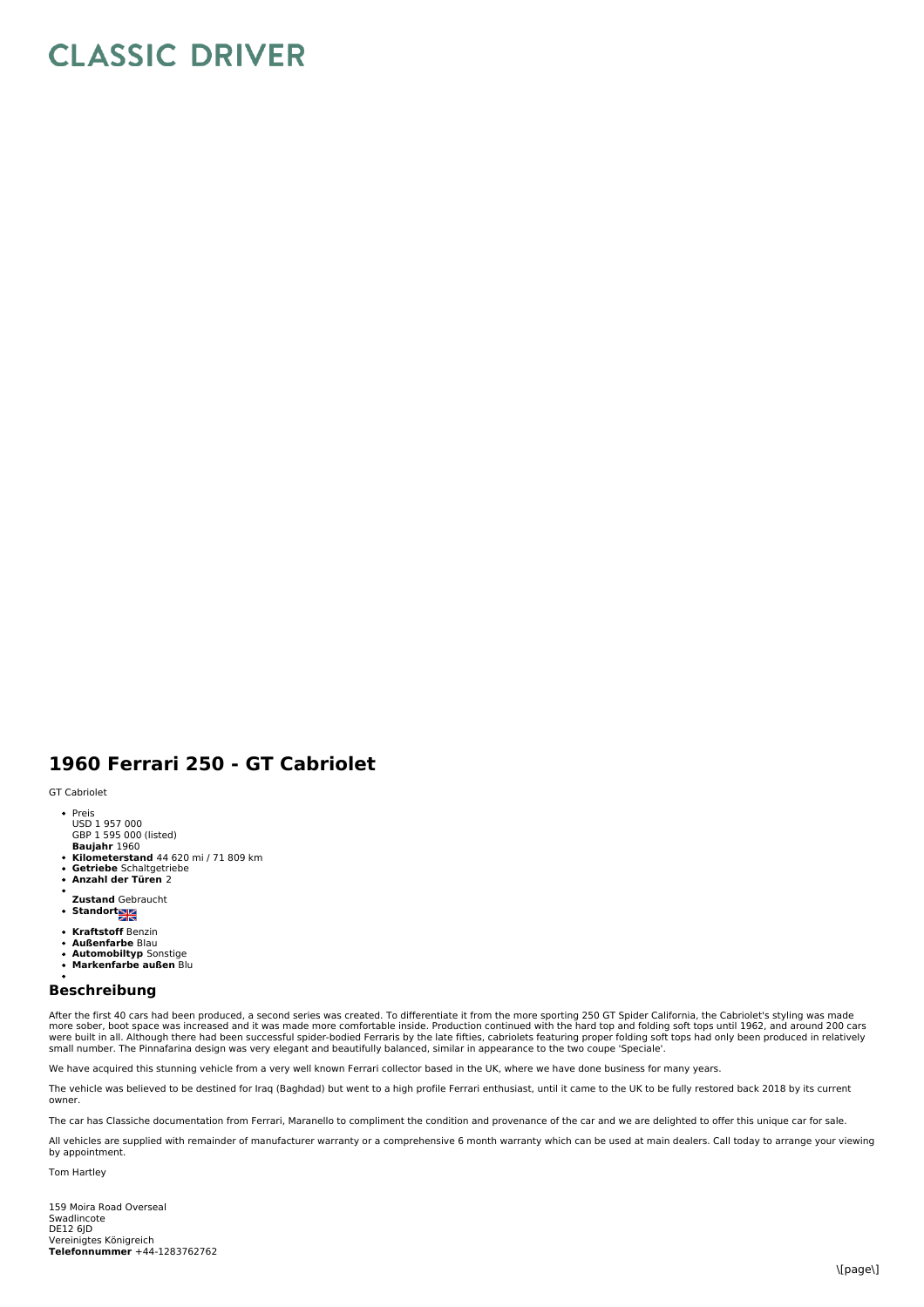# CLASSIC DRIVER

## 1960 Ferrari 250 - GT Cabriolet

GT Cabriolet

- Preis
  USD 1 957 000
  GBP 1 595 000 (listed)
  **Baujahr** 1960
- **Kilometerstand** 44 620 mi / 71 809 km
- **Getriebe** Schaltgetriebe
- **Anzahl der Türen** 2
- 
  **Zustand** Gebraucht
- **Standort**
- **Kraftstoff** Benzin
- **Außenfarbe** Blau
- **Automobiltyp** Sonstige
- **Markenfarbe außen** Blu
- 

## Beschreibung

After the first 40 cars had been produced, a second series was created. To differentiate it from the more sporting 250 GT Spider California, the Cabriolet's styling was made more sober, boot space was increased and it was made more comfortable inside. Production continued with the hard top and folding soft tops until 1962, and around 200 cars were built in all. Although there had been successful spider-bodied Ferraris by the late fifties, cabriolets featuring proper folding soft tops had only been produced in relatively small number. The Pinnafarina design was very elegant and beautifully balanced, similar in appearance to the two coupe 'Speciale'.

We have acquired this stunning vehicle from a very well known Ferrari collector based in the UK, where we have done business for many years.

The vehicle was believed to be destined for Iraq (Baghdad) but went to a high profile Ferrari enthusiast, until it came to the UK to be fully restored back 2018 by its current owner.

The car has Classiche documentation from Ferrari, Maranello to compliment the condition and provenance of the car and we are delighted to offer this unique car for sale.

All vehicles are supplied with remainder of manufacturer warranty or a comprehensive 6 month warranty which can be used at main dealers. Call today to arrange your viewing by appointment.

Tom Hartley

159 Moira Road Overseal
Swadlincote
DE12 6JD
Vereinigtes Königreich
**Telefonnummer** +44-1283762762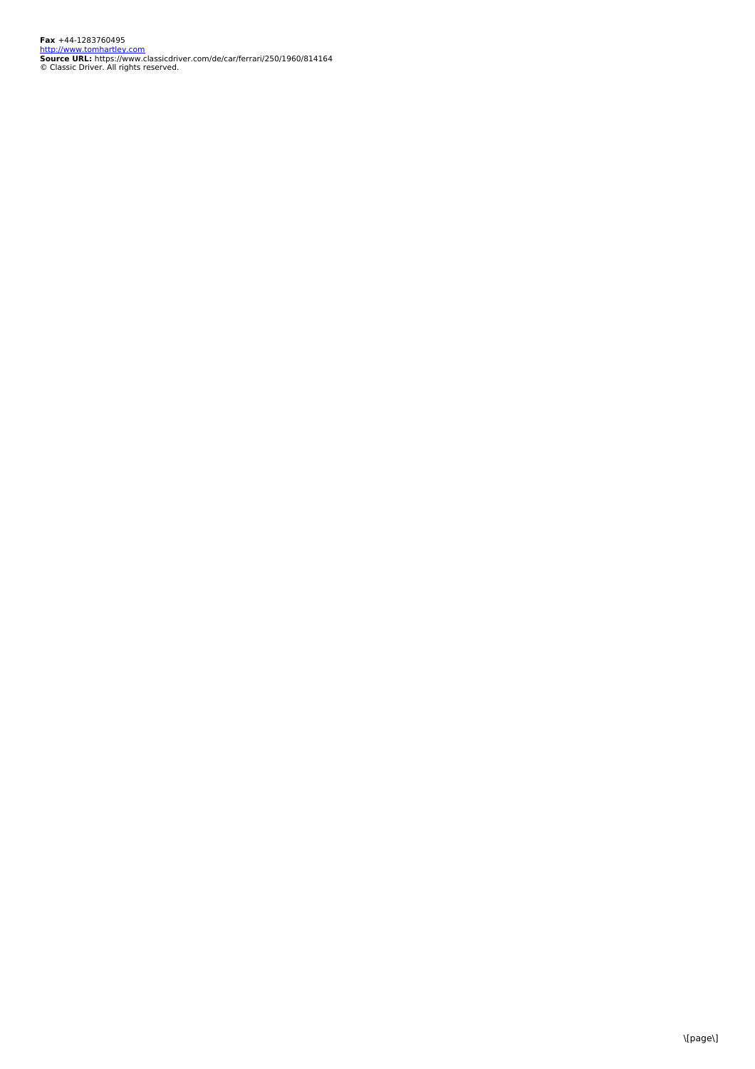**Fax** +44-1283760495
http://www.tomhartley.com
**Source URL:** https://www.classicdriver.com/de/car/ferrari/250/1960/814164
© Classic Driver. All rights reserved.